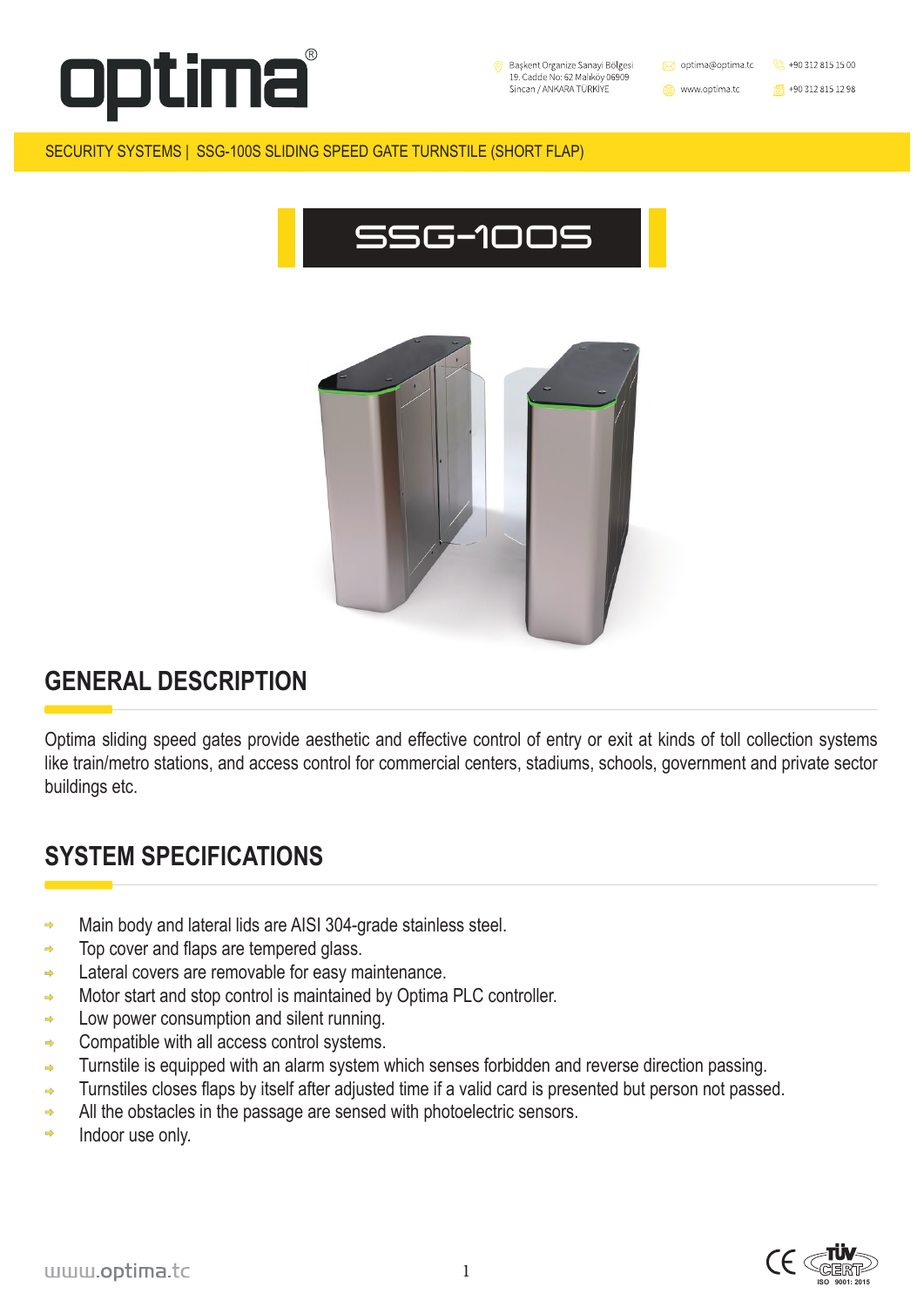optima®

Başkent Organize Sanayi Bölgesi
19. Cadde No: 62 Malıköy 06909
Sincan / ANKARA TÜRKİYE

optima@optima.tc
www.optima.tc

+90 312 815 15 00
+90 312 815 12 98

SECURITY SYSTEMS | SSG-100S SLIDING SPEED GATE TURNSTILE (SHORT FLAP)

# SSG-100S

## GENERAL DESCRIPTION

Optima sliding speed gates provide aesthetic and effective control of entry or exit at kinds of toll collection systems like train/metro stations, and access control for commercial centers, stadiums, schools, government and private sector buildings etc.

## SYSTEM SPECIFICATIONS

- Main body and lateral lids are AISI 304-grade stainless steel.
- Top cover and flaps are tempered glass.
- Lateral covers are removable for easy maintenance.
- Motor start and stop control is maintained by Optima PLC controller.
- Low power consumption and silent running.
- Compatible with all access control systems.
- Turnstile is equipped with an alarm system which senses forbidden and reverse direction passing.
- Turnstiles closes flaps by itself after adjusted time if a valid card is presented but person not passed.
- All the obstacles in the passage are sensed with photoelectric sensors.
- Indoor use only.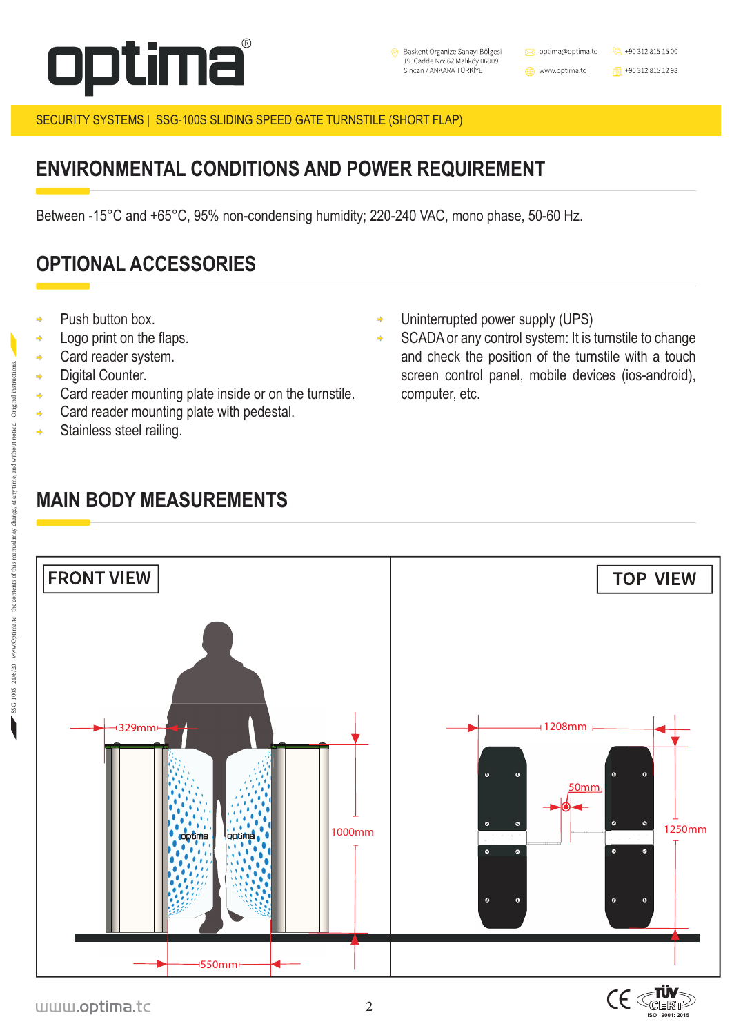SECURITY SYSTEMS | SSG-100S SLIDING SPEED GATE TURNSTILE (SHORT FLAP)

## ENVIRONMENTAL CONDITIONS AND POWER REQUIREMENT

Between -15°C and +65°C, 95% non-condensing humidity; 220-240 VAC, mono phase, 50-60 Hz.

## OPTIONAL ACCESSORIES

- Push button box.
- Logo print on the flaps.
- Card reader system.
- Digital Counter.
- Card reader mounting plate inside or on the turnstile.
- Card reader mounting plate with pedestal.
- Stainless steel railing.
- Uninterrupted power supply (UPS)
- SCADA or any control system: It is turnstile to change and check the position of the turnstile with a touch screen control panel, mobile devices (ios-android), computer, etc.

## MAIN BODY MEASUREMENTS

FRONT VIEW

329mm

1000mm

550mm

TOP VIEW

1208mm

50mm

1250mm